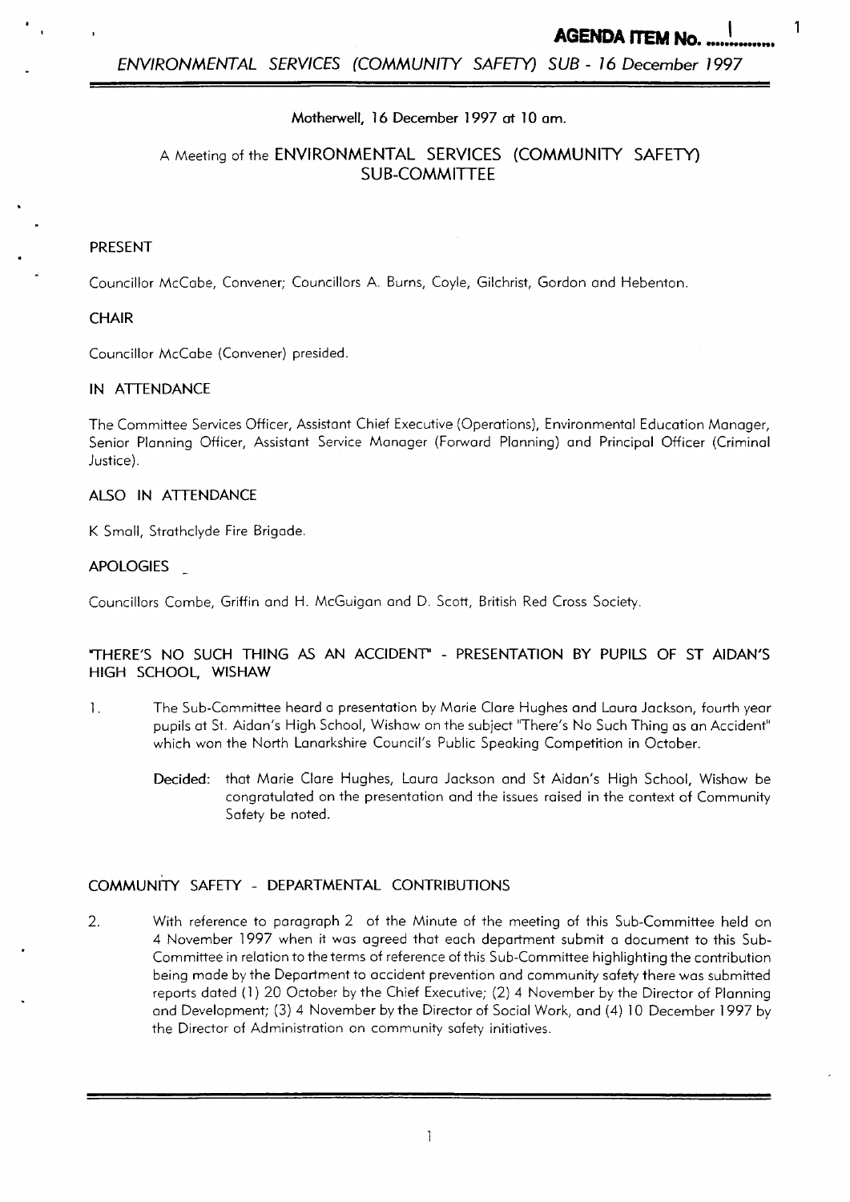**AGENDA ITEM No. 1**

Motherwell, 16 December 1997 at 10 am.

# A Meeting of the ENVIRONMENTAL SERVICES (COMMUNITY SAFETY) SUB-COMMITTEE

## PRESENT

Councillor McCabe, Convener; Councillors A. Burns, Coyle, Gilchrist, Gordon and Hebenton.

## CHAIR

Councillor McCabe (Convener) presided.

## IN ATTENDANCE

The Committee Services Officer, Assistant Chief Executive (Operations), Environmental Education Manager, Senior Planning Officer, Assistant Service Manager (Forward Planning) and Principal Officer (Criminal Justice).

## ALSO IN ATTENDANCE

K Small, Strathclyde Fire Brigade.

## APOLOGIES

Councillors Combe, Griffin and H. McGuigan and D. Scott, British Red Cross Society.

## "THERE'S NO SUCH THING AS AN ACCIDENT" - PRESENTATION BY PUPILS OF ST AIDAN'S HIGH SCHOOL, WISHAW

1. The Sub-Committee heard a presentation by Marie Clare Hughes and Laura Jackson, fourth year pupils at St. Aidan's High School, Wishaw on the subject "There's No Such Thing as an Accident" which won the North Lanarkshire Council's Public Speaking Competition in October.

   **Decided:** that Marie Clare Hughes, Laura Jackson and St Aidan's High School, Wishaw be congratulated on the presentation and the issues raised in the context of Community Safety be noted.

## COMMUNITY SAFETY - DEPARTMENTAL CONTRIBUTIONS

2. With reference to paragraph 2 of the Minute of the meeting of this Sub-Committee held on 4 November 1997 when it was agreed that each department submit a document to this Sub-Committee in relation to the terms of reference of this Sub-Committee highlighting the contribution being made by the Department to accident prevention and community safety there was submitted reports dated (1) 20 October by the Chief Executive; (2) 4 November by the Director of Planning and Development; (3) 4 November by the Director of Social Work, and (4) 10 December 1997 by the Director of Administration on community safety initiatives.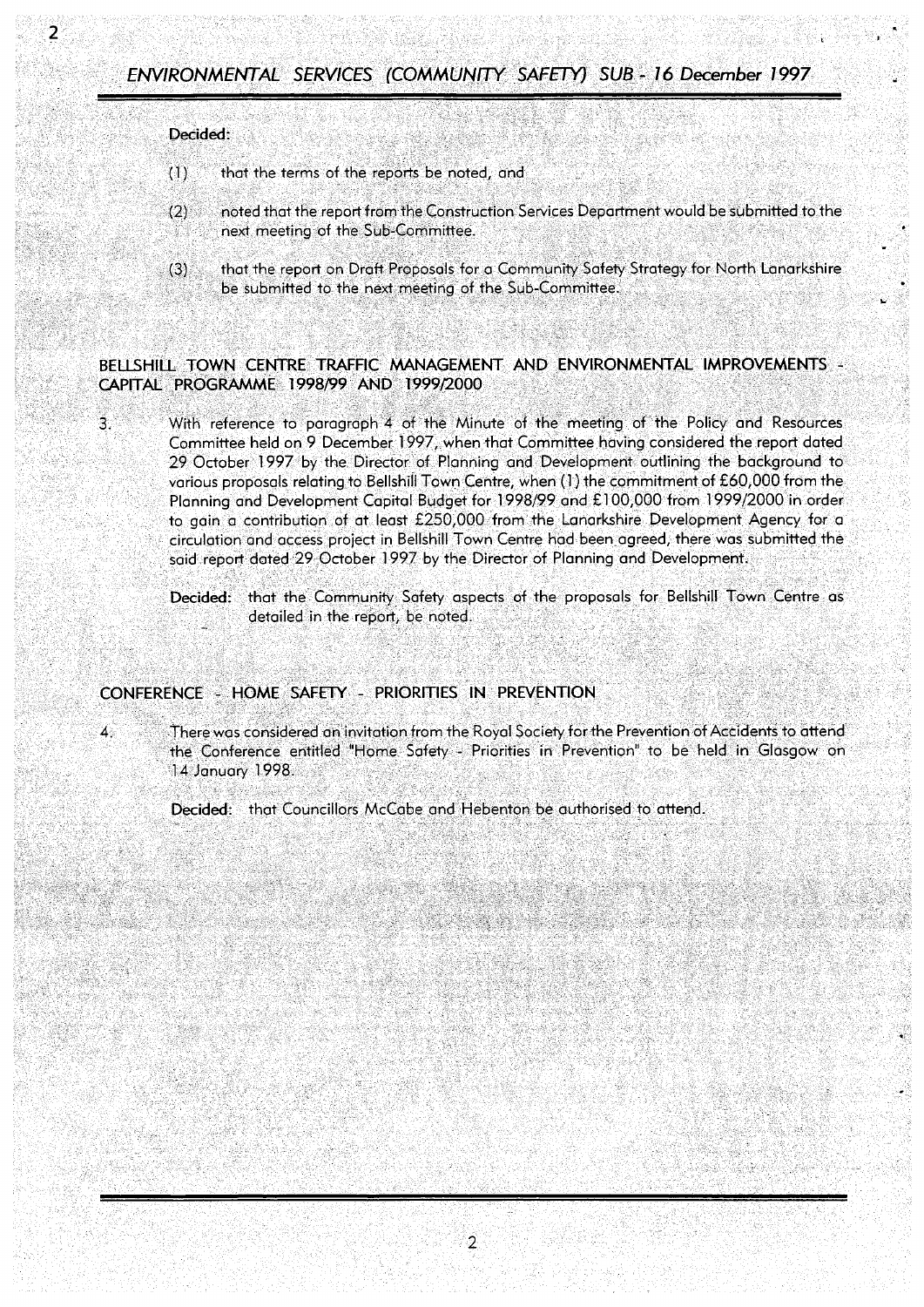**Decided:**

(1) that the terms of the reports be noted, and

(2) noted that the report from the Construction Services Department would be submitted to the next meeting of the Sub-Committee.

(3) that the report on Draft Proposals for a Community Safety Strategy for North Lanarkshire be submitted to the next meeting of the Sub-Committee.

## BELLSHILL TOWN CENTRE TRAFFIC MANAGEMENT AND ENVIRONMENTAL IMPROVEMENTS - CAPITAL PROGRAMME 1998/99 AND 1999/2000

3. With reference to paragraph 4 of the Minute of the meeting of the Policy and Resources Committee held on 9 December 1997, when that Committee having considered the report dated 29 October 1997 by the Director of Planning and Development outlining the background to various proposals relating to Bellshill Town Centre, when (1) the commitment of £60,000 from the Planning and Development Capital Budget for 1998/99 and £100,000 from 1999/2000 in order to gain a contribution of at least £250,000 from the Lanarkshire Development Agency for a circulation and access project in Bellshill Town Centre had been agreed, there was submitted the said report dated 29 October 1997 by the Director of Planning and Development.

**Decided:** that the Community Safety aspects of the proposals for Bellshill Town Centre as detailed in the report, be noted.

## CONFERENCE - HOME SAFETY - PRIORITIES IN PREVENTION

4. There was considered an invitation from the Royal Society for the Prevention of Accidents to attend the Conference entitled "Home Safety - Priorities in Prevention" to be held in Glasgow on 14 January 1998.

**Decided:** that Councillors McCabe and Hebenton be authorised to attend.